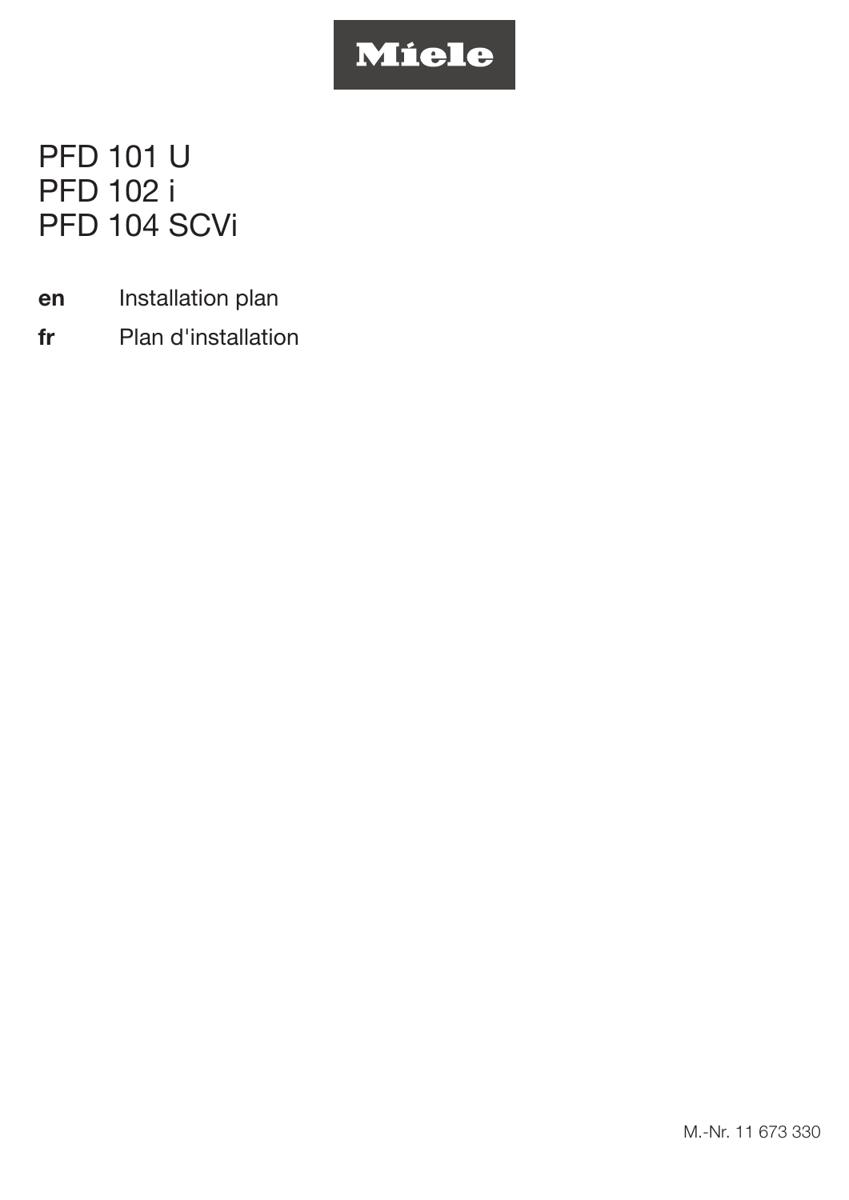Miele

# PFD 101 U
# PFD 102 i
# PFD 104 SCVi

**en** Installation plan

**fr** Plan d'installation

M.-Nr. 11 673 330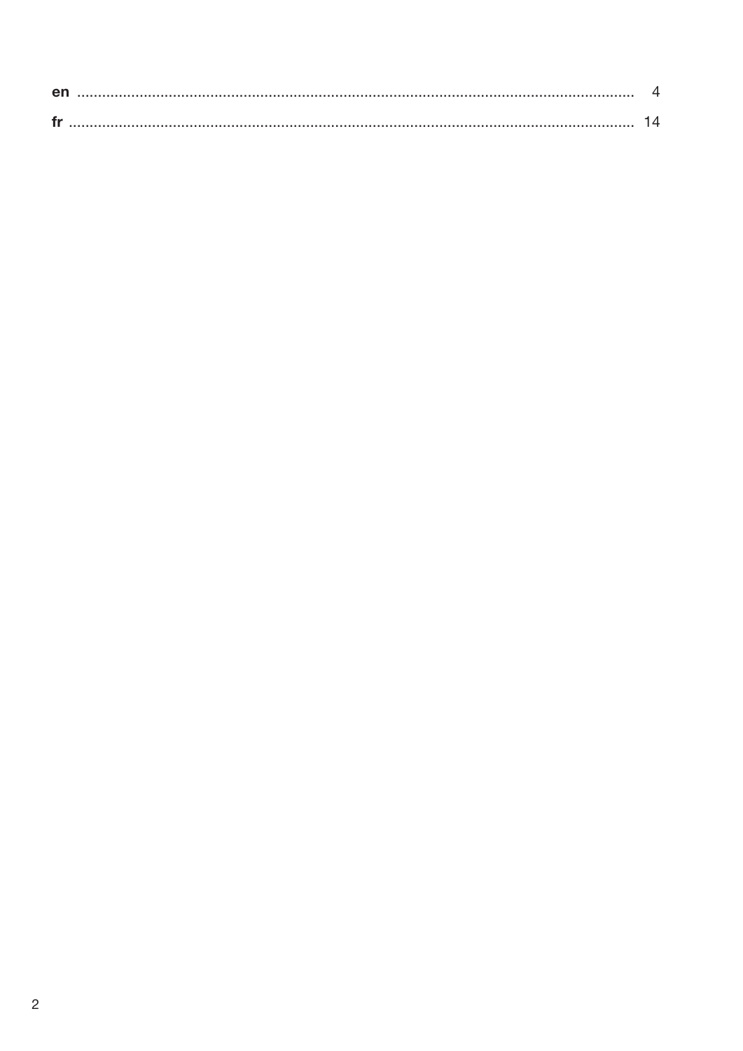**en** ........................................................................................................................ 4

**fr** ........................................................................................................................ 14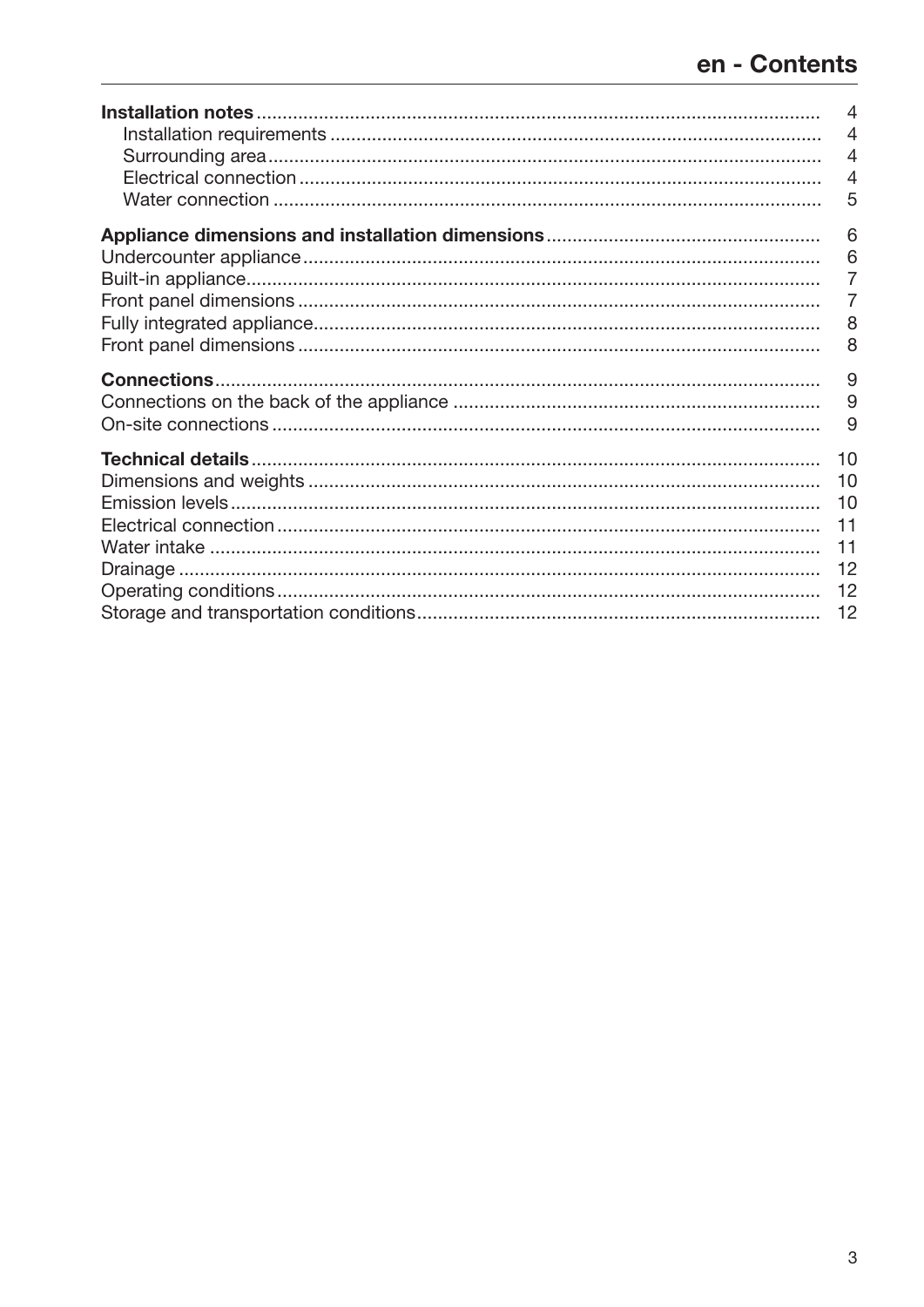# en - Contents

| | |
|---|---|
| **Installation notes** | 4 |
| Installation requirements | 4 |
| Surrounding area | 4 |
| Electrical connection | 4 |
| Water connection | 5 |
| **Appliance dimensions and installation dimensions** | 6 |
| Undercounter appliance | 6 |
| Built-in appliance | 7 |
| Front panel dimensions | 7 |
| Fully integrated appliance | 8 |
| Front panel dimensions | 8 |
| **Connections** | 9 |
| Connections on the back of the appliance | 9 |
| On-site connections | 9 |
| **Technical details** | 10 |
| Dimensions and weights | 10 |
| Emission levels | 10 |
| Electrical connection | 11 |
| Water intake | 11 |
| Drainage | 12 |
| Operating conditions | 12 |
| Storage and transportation conditions | 12 |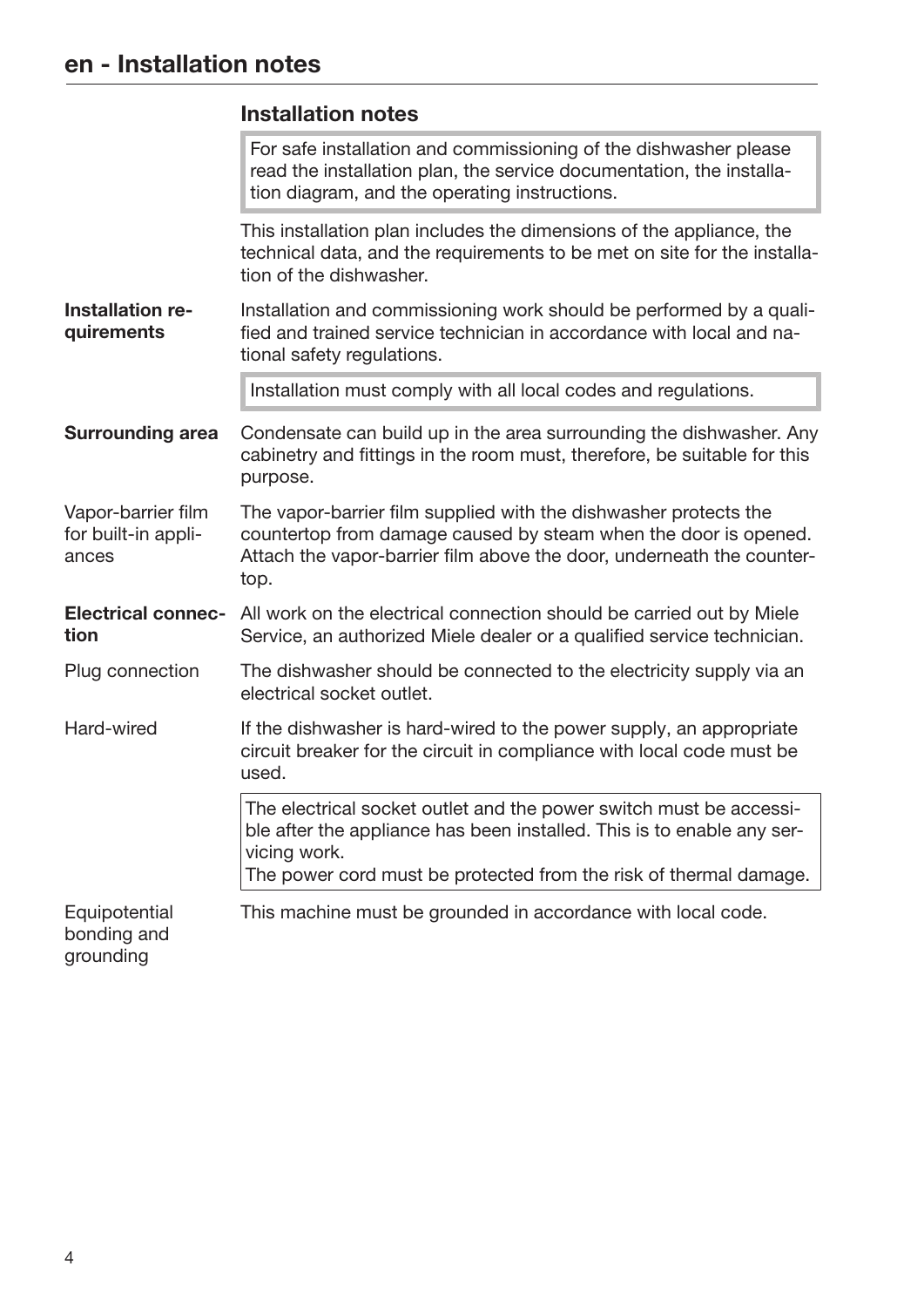# en - Installation notes

## Installation notes

> For safe installation and commissioning of the dishwasher please read the installation plan, the service documentation, the installation diagram, and the operating instructions.

This installation plan includes the dimensions of the appliance, the technical data, and the requirements to be met on site for the installation of the dishwasher.

**Installation requirements**

Installation and commissioning work should be performed by a qualified and trained service technician in accordance with local and national safety regulations.

> Installation must comply with all local codes and regulations.

**Surrounding area**

Condensate can build up in the area surrounding the dishwasher. Any cabinetry and fittings in the room must, therefore, be suitable for this purpose.

Vapor-barrier film for built-in appliances

The vapor-barrier film supplied with the dishwasher protects the countertop from damage caused by steam when the door is opened. Attach the vapor-barrier film above the door, underneath the countertop.

**Electrical connection**

All work on the electrical connection should be carried out by Miele Service, an authorized Miele dealer or a qualified service technician.

Plug connection

The dishwasher should be connected to the electricity supply via an electrical socket outlet.

Hard-wired

If the dishwasher is hard-wired to the power supply, an appropriate circuit breaker for the circuit in compliance with local code must be used.

> The electrical socket outlet and the power switch must be accessible after the appliance has been installed. This is to enable any servicing work.
> The power cord must be protected from the risk of thermal damage.

Equipotential bonding and grounding

This machine must be grounded in accordance with local code.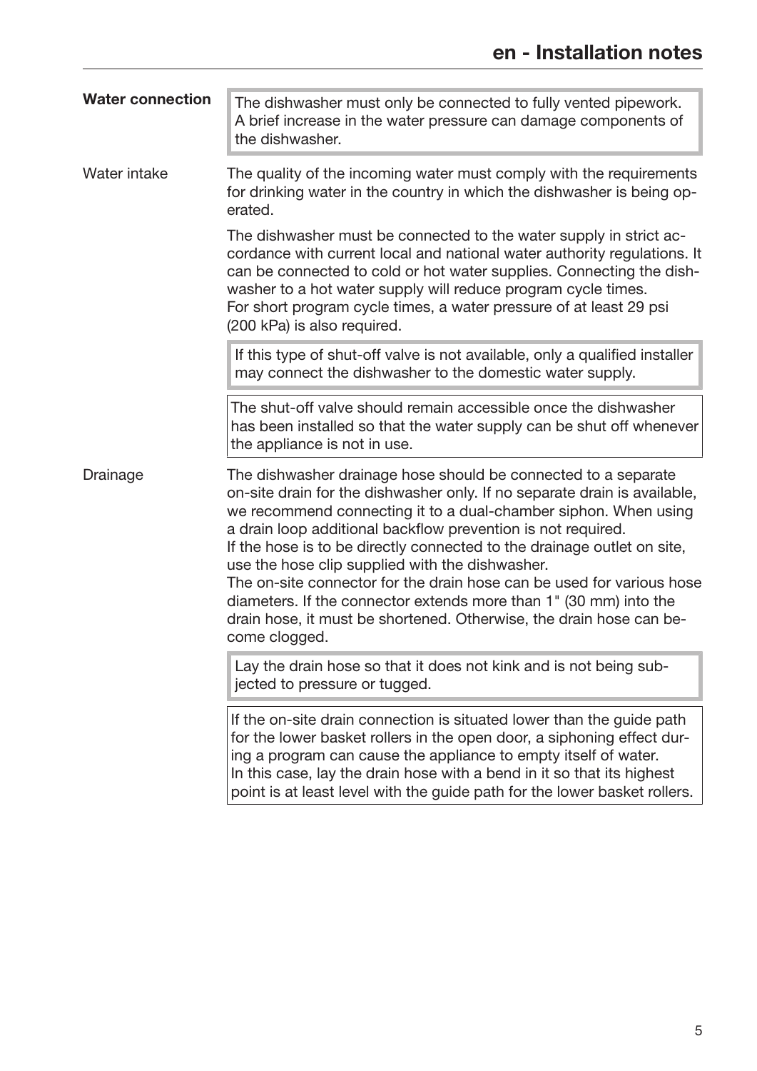## Water connection

> The dishwasher must only be connected to fully vented pipework. A brief increase in the water pressure can damage components of the dishwasher.

### Water intake

The quality of the incoming water must comply with the requirements for drinking water in the country in which the dishwasher is being operated.

The dishwasher must be connected to the water supply in strict accordance with current local and national water authority regulations. It can be connected to cold or hot water supplies. Connecting the dishwasher to a hot water supply will reduce program cycle times.
For short program cycle times, a water pressure of at least 29 psi (200 kPa) is also required.

> If this type of shut-off valve is not available, only a qualified installer may connect the dishwasher to the domestic water supply.

> The shut-off valve should remain accessible once the dishwasher has been installed so that the water supply can be shut off whenever the appliance is not in use.

### Drainage

The dishwasher drainage hose should be connected to a separate on-site drain for the dishwasher only. If no separate drain is available, we recommend connecting it to a dual-chamber siphon. When using a drain loop additional backflow prevention is not required.
If the hose is to be directly connected to the drainage outlet on site, use the hose clip supplied with the dishwasher.
The on-site connector for the drain hose can be used for various hose diameters. If the connector extends more than 1" (30 mm) into the drain hose, it must be shortened. Otherwise, the drain hose can become clogged.

> Lay the drain hose so that it does not kink and is not being subjected to pressure or tugged.

> If the on-site drain connection is situated lower than the guide path for the lower basket rollers in the open door, a siphoning effect during a program can cause the appliance to empty itself of water.
> In this case, lay the drain hose with a bend in it so that its highest point is at least level with the guide path for the lower basket rollers.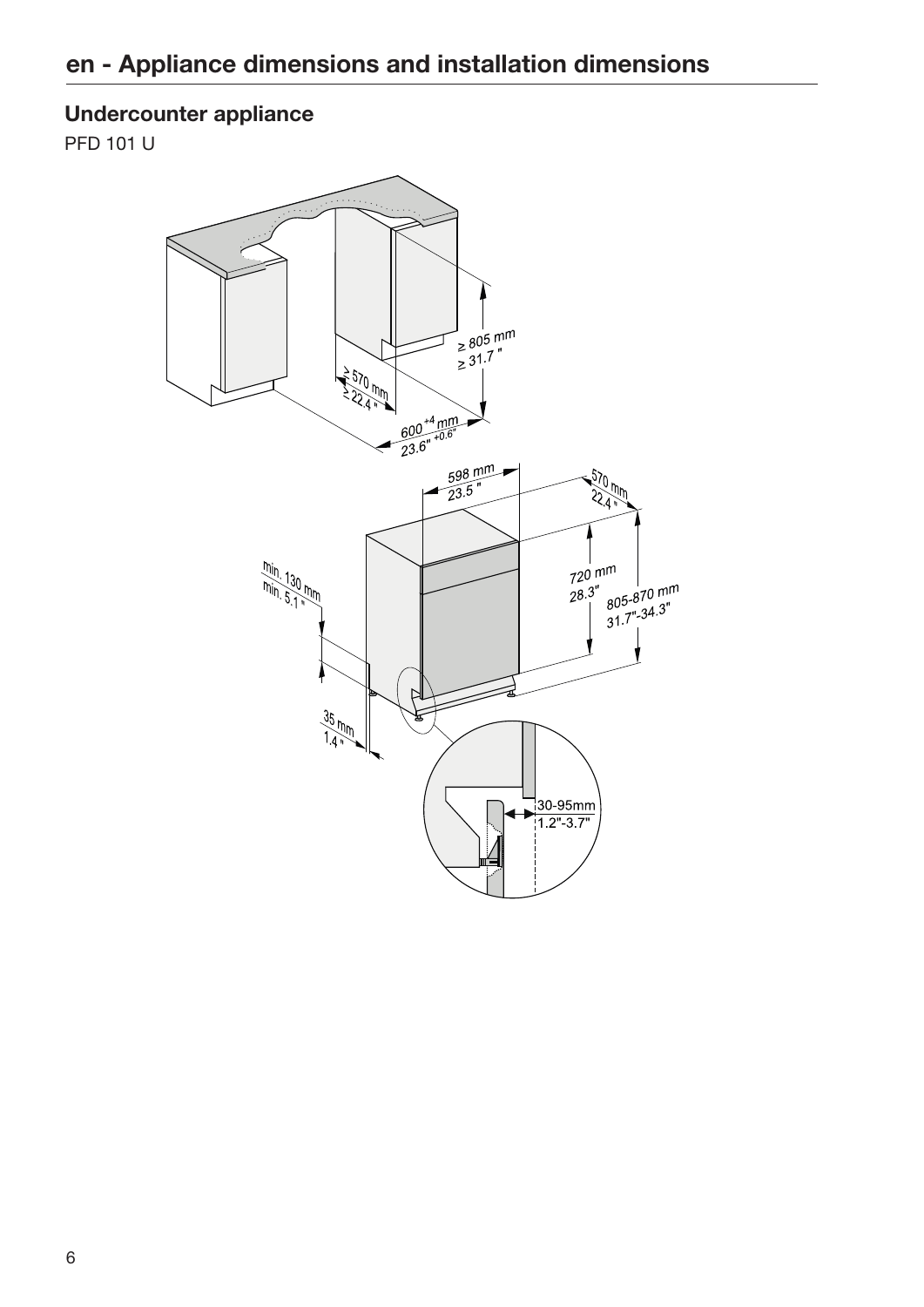## en - Appliance dimensions and installation dimensions

### Undercounter appliance

PFD 101 U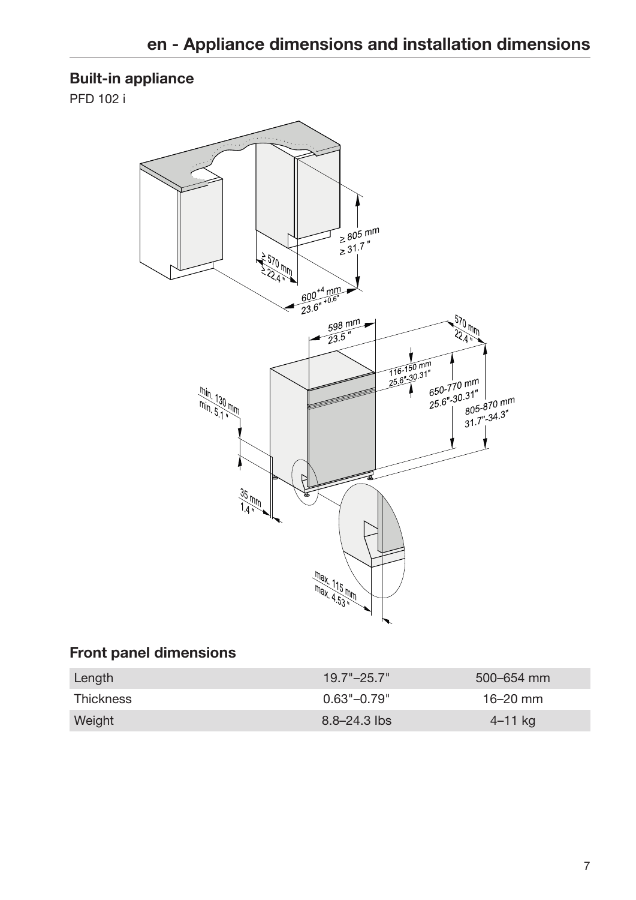## Built-in appliance

PFD 102 i

## Front panel dimensions

| Length | 19.7"–25.7" | 500–654 mm |
|---|---|---|
| Thickness | 0.63"–0.79" | 16–20 mm |
| Weight | 8.8–24.3 lbs | 4–11 kg |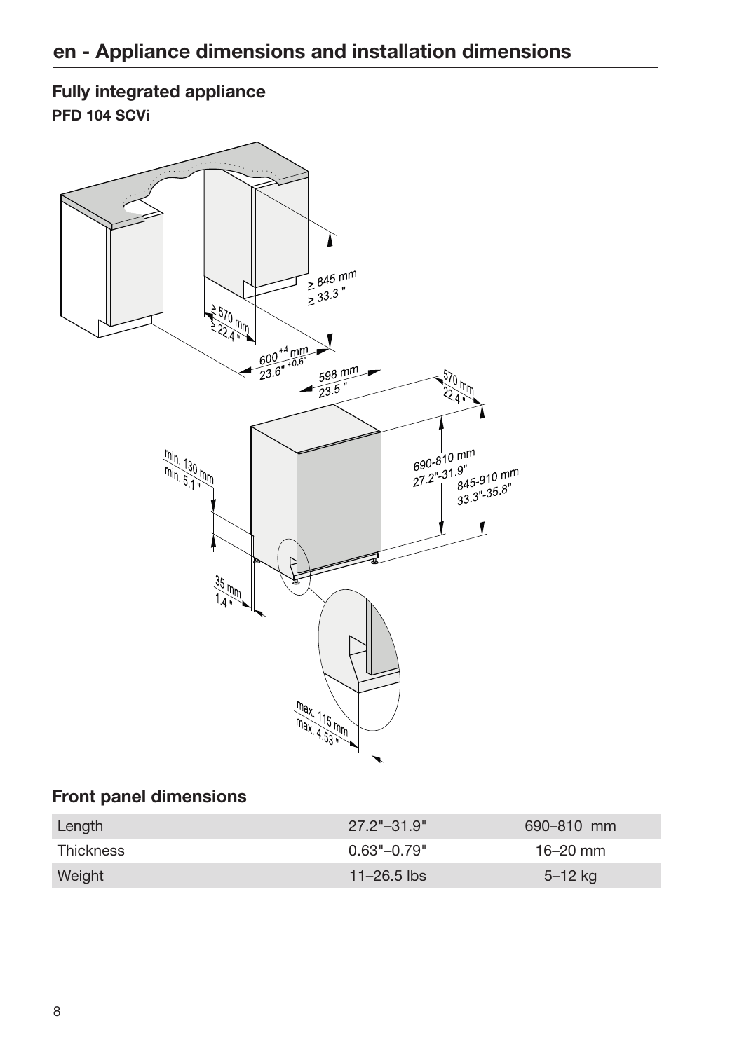# en - Appliance dimensions and installation dimensions

## Fully integrated appliance

**PFD 104 SCVi**

## Front panel dimensions

| Length | 27.2"–31.9" | 690–810 mm |
|---|---|---|
| Thickness | 0.63"–0.79" | 16–20 mm |
| Weight | 11–26.5 lbs | 5–12 kg |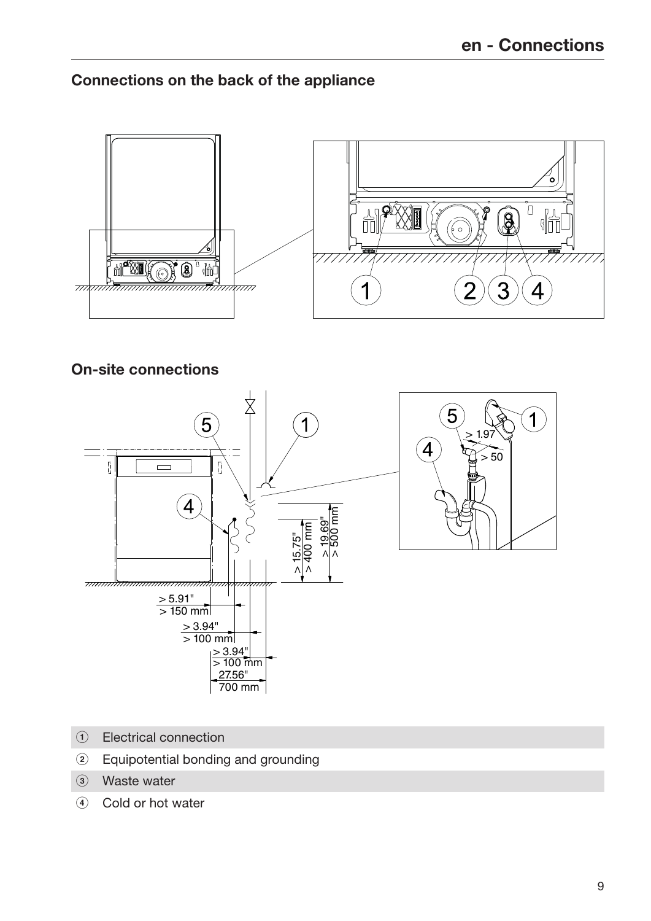## Connections on the back of the appliance

## On-site connections

1. Electrical connection
2. Equipotential bonding and grounding
3. Waste water
4. Cold or hot water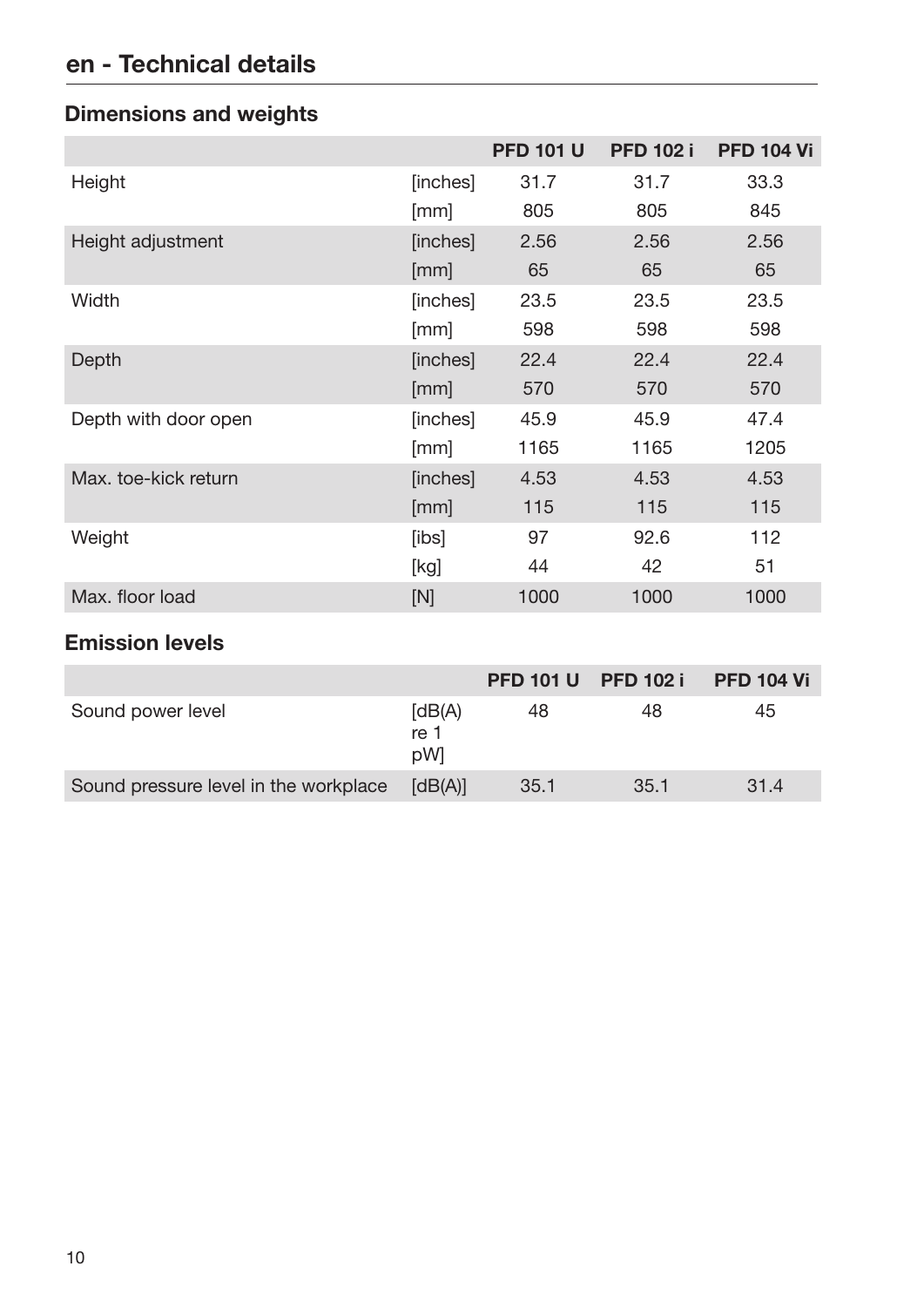# en - Technical details

## Dimensions and weights

| | | PFD 101 U | PFD 102 i | PFD 104 Vi |
|---|---|---|---|---|
| Height | [inches] | 31.7 | 31.7 | 33.3 |
| | [mm] | 805 | 805 | 845 |
| Height adjustment | [inches] | 2.56 | 2.56 | 2.56 |
| | [mm] | 65 | 65 | 65 |
| Width | [inches] | 23.5 | 23.5 | 23.5 |
| | [mm] | 598 | 598 | 598 |
| Depth | [inches] | 22.4 | 22.4 | 22.4 |
| | [mm] | 570 | 570 | 570 |
| Depth with door open | [inches] | 45.9 | 45.9 | 47.4 |
| | [mm] | 1165 | 1165 | 1205 |
| Max. toe-kick return | [inches] | 4.53 | 4.53 | 4.53 |
| | [mm] | 115 | 115 | 115 |
| Weight | [ibs] | 97 | 92.6 | 112 |
| | [kg] | 44 | 42 | 51 |
| Max. floor load | [N] | 1000 | 1000 | 1000 |

## Emission levels

| | | PFD 101 U | PFD 102 i | PFD 104 Vi |
|---|---|---|---|---|
| Sound power level | [dB(A) re 1 pW] | 48 | 48 | 45 |
| Sound pressure level in the workplace | [dB(A)] | 35.1 | 35.1 | 31.4 |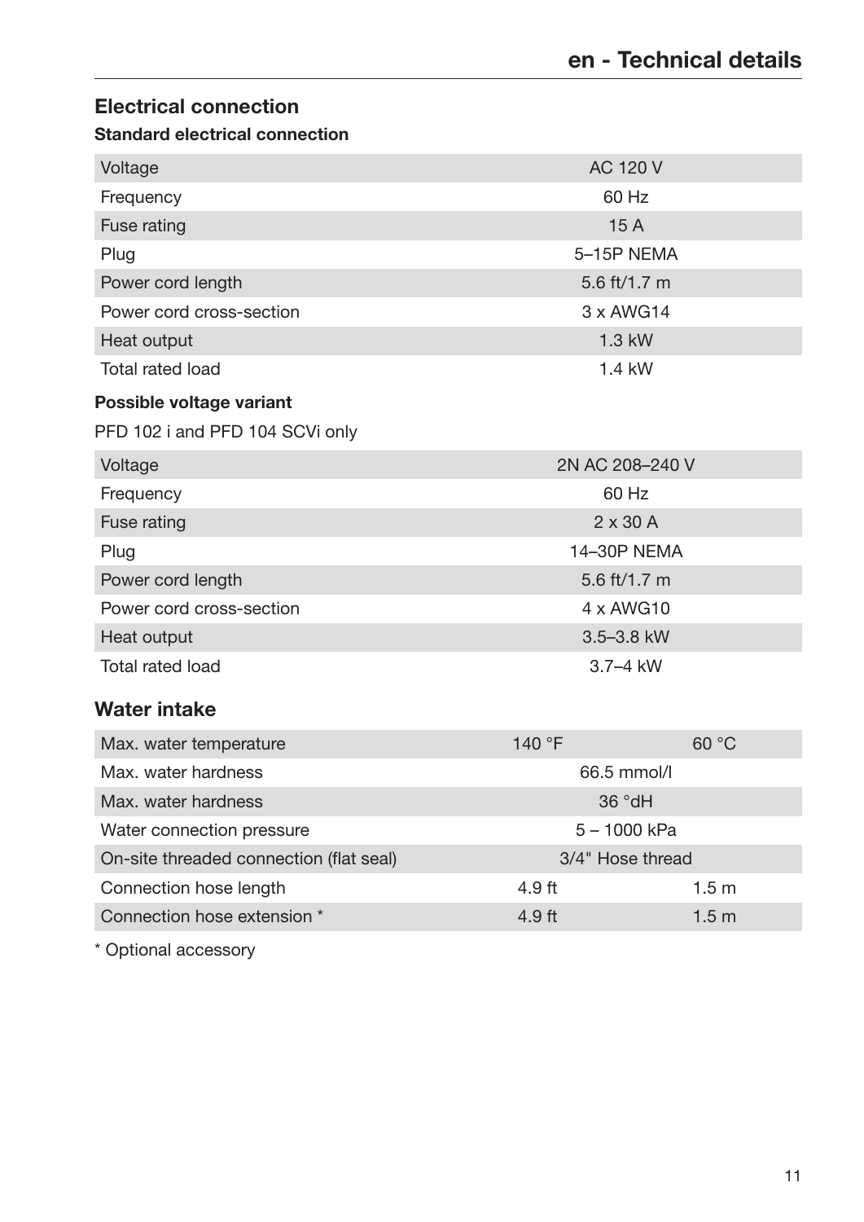# en - Technical details

## Electrical connection

### Standard electrical connection

| | |
|---|---|
| Voltage | AC 120 V |
| Frequency | 60 Hz |
| Fuse rating | 15 A |
| Plug | 5–15P NEMA |
| Power cord length | 5.6 ft/1.7 m |
| Power cord cross-section | 3 x AWG14 |
| Heat output | 1.3 kW |
| Total rated load | 1.4 kW |

### Possible voltage variant

PFD 102 i and PFD 104 SCVi only

| | |
|---|---|
| Voltage | 2N AC 208–240 V |
| Frequency | 60 Hz |
| Fuse rating | 2 x 30 A |
| Plug | 14–30P NEMA |
| Power cord length | 5.6 ft/1.7 m |
| Power cord cross-section | 4 x AWG10 |
| Heat output | 3.5–3.8 kW |
| Total rated load | 3.7–4 kW |

## Water intake

| | | |
|---|---|---|
| Max. water temperature | 140 °F | 60 °C |
| Max. water hardness | 66.5 mmol/l | |
| Max. water hardness | 36 °dH | |
| Water connection pressure | 5 – 1000 kPa | |
| On-site threaded connection (flat seal) | 3/4" Hose thread | |
| Connection hose length | 4.9 ft | 1.5 m |
| Connection hose extension * | 4.9 ft | 1.5 m |

* Optional accessory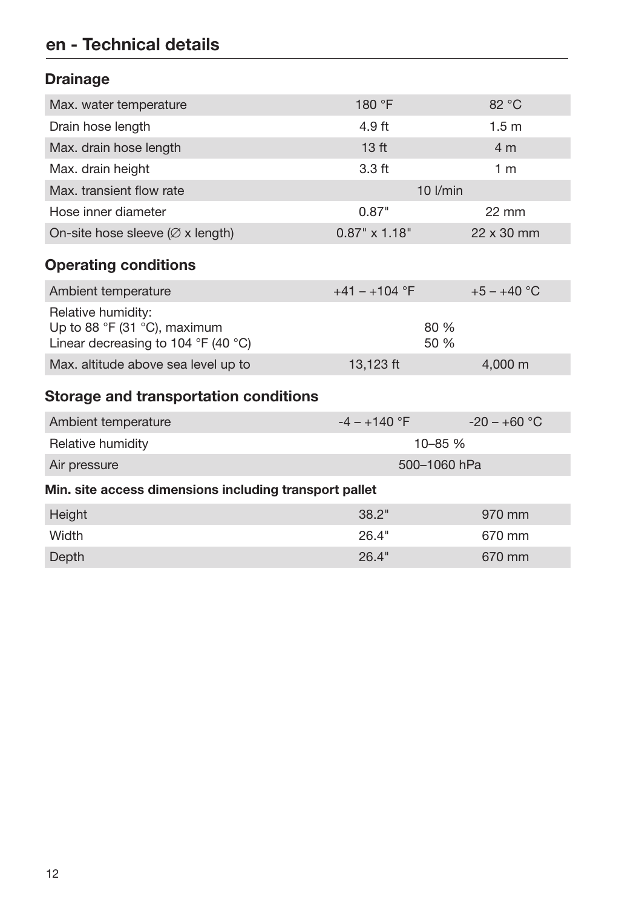## en - Technical details

### Drainage

| | | |
|---|---|---|
| Max. water temperature | 180 °F | 82 °C |
| Drain hose length | 4.9 ft | 1.5 m |
| Max. drain hose length | 13 ft | 4 m |
| Max. drain height | 3.3 ft | 1 m |
| Max. transient flow rate | 10 l/min | |
| Hose inner diameter | 0.87" | 22 mm |
| On-site hose sleeve (∅ x length) | 0.87" x 1.18" | 22 x 30 mm |

### Operating conditions

| | | |
|---|---|---|
| Ambient temperature | +41 – +104 °F | +5 – +40 °C |
| Relative humidity:<br>Up to 88 °F (31 °C), maximum<br>Linear decreasing to 104 °F (40 °C) | <br>80 %<br>50 % | |
| Max. altitude above sea level up to | 13,123 ft | 4,000 m |

### Storage and transportation conditions

| | | |
|---|---|---|
| Ambient temperature | -4 – +140 °F | -20 – +60 °C |
| Relative humidity | 10–85 % | |
| Air pressure | 500–1060 hPa | |

**Min. site access dimensions including transport pallet**

| | | |
|---|---|---|
| Height | 38.2" | 970 mm |
| Width | 26.4" | 670 mm |
| Depth | 26.4" | 670 mm |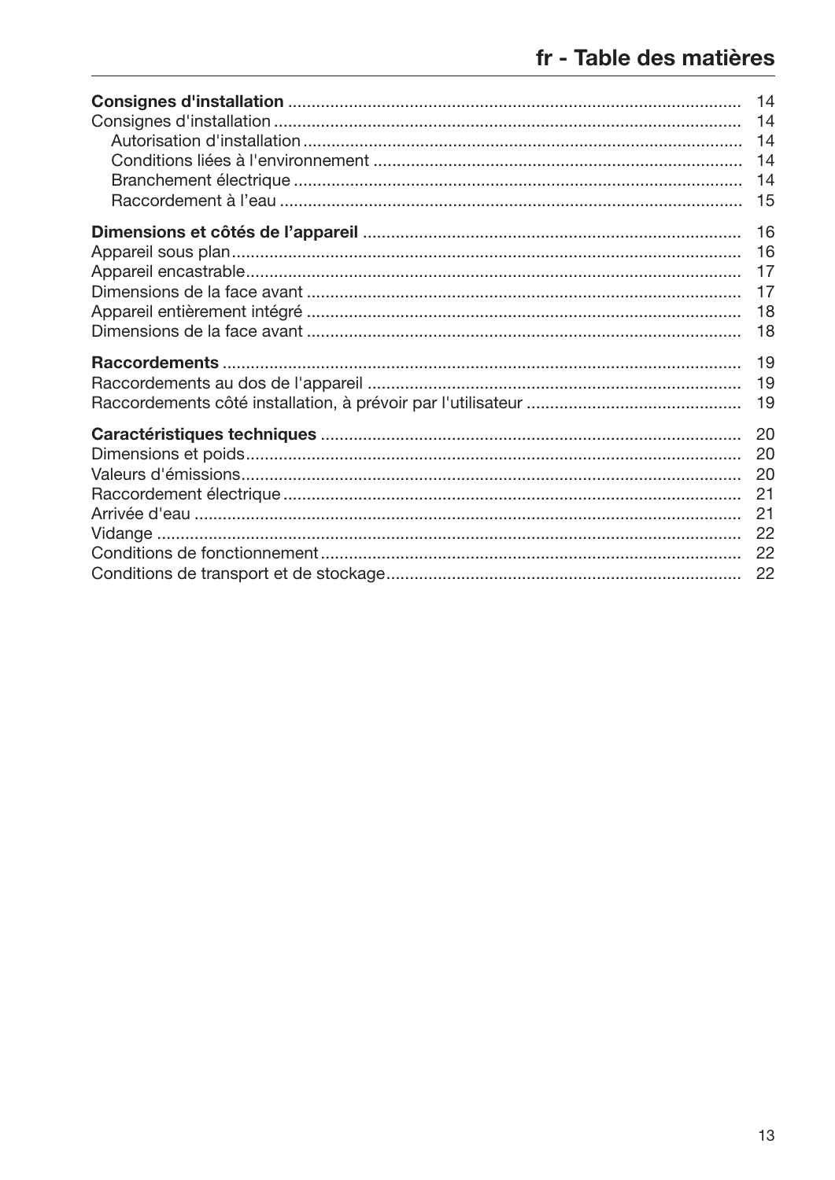# fr - Table des matières

| | |
|---|---|
| **Consignes d'installation** | 14 |
| Consignes d'installation | 14 |
| Autorisation d'installation | 14 |
| Conditions liées à l'environnement | 14 |
| Branchement électrique | 14 |
| Raccordement à l'eau | 15 |
| **Dimensions et côtés de l'appareil** | 16 |
| Appareil sous plan | 16 |
| Appareil encastrable | 17 |
| Dimensions de la face avant | 17 |
| Appareil entièrement intégré | 18 |
| Dimensions de la face avant | 18 |
| **Raccordements** | 19 |
| Raccordements au dos de l'appareil | 19 |
| Raccordements côté installation, à prévoir par l'utilisateur | 19 |
| **Caractéristiques techniques** | 20 |
| Dimensions et poids | 20 |
| Valeurs d'émissions | 20 |
| Raccordement électrique | 21 |
| Arrivée d'eau | 21 |
| Vidange | 22 |
| Conditions de fonctionnement | 22 |
| Conditions de transport et de stockage | 22 |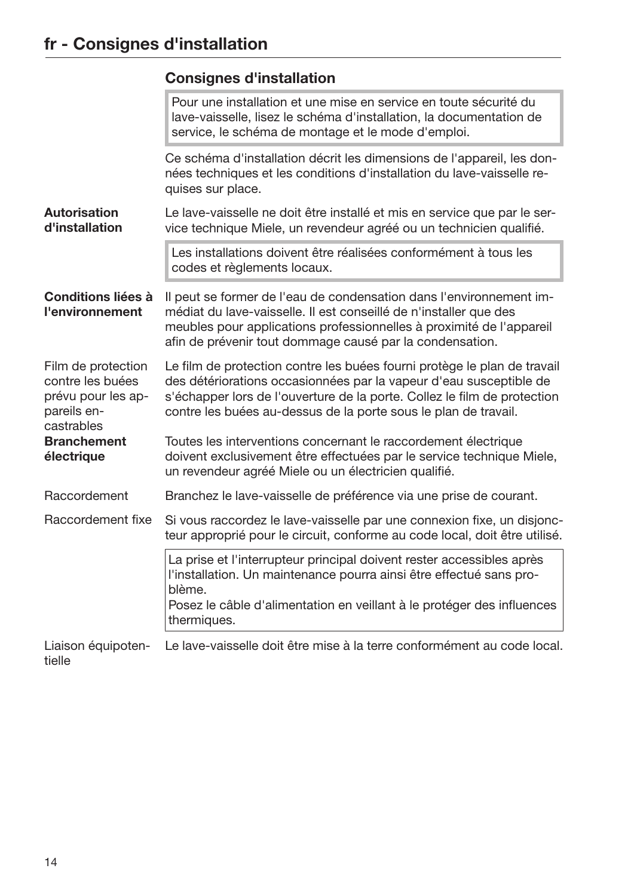# fr - Consignes d'installation

## Consignes d'installation

> Pour une installation et une mise en service en toute sécurité du lave-vaisselle, lisez le schéma d'installation, la documentation de service, le schéma de montage et le mode d'emploi.

Ce schéma d'installation décrit les dimensions de l'appareil, les données techniques et les conditions d'installation du lave-vaisselle requises sur place.

**Autorisation d'installation**

Le lave-vaisselle ne doit être installé et mis en service que par le service technique Miele, un revendeur agréé ou un technicien qualifié.

> Les installations doivent être réalisées conformément à tous les codes et règlements locaux.

**Conditions liées à l'environnement**

Il peut se former de l'eau de condensation dans l'environnement immédiat du lave-vaisselle. Il est conseillé de n'installer que des meubles pour applications professionnelles à proximité de l'appareil afin de prévenir tout dommage causé par la condensation.

Film de protection contre les buées prévu pour les appareils encastrables

Le film de protection contre les buées fourni protège le plan de travail des détériorations occasionnées par la vapeur d'eau susceptible de s'échapper lors de l'ouverture de la porte. Collez le film de protection contre les buées au-dessus de la porte sous le plan de travail.

**Branchement électrique**

Toutes les interventions concernant le raccordement électrique doivent exclusivement être effectuées par le service technique Miele, un revendeur agréé Miele ou un électricien qualifié.

Raccordement

Branchez le lave-vaisselle de préférence via une prise de courant.

Raccordement fixe

Si vous raccordez le lave-vaisselle par une connexion fixe, un disjoncteur approprié pour le circuit, conforme au code local, doit être utilisé.

> La prise et l'interrupteur principal doivent rester accessibles après l'installation. Un maintenance pourra ainsi être effectué sans problème.
> Posez le câble d'alimentation en veillant à le protéger des influences thermiques.

Liaison équipotentielle

Le lave-vaisselle doit être mise à la terre conformément au code local.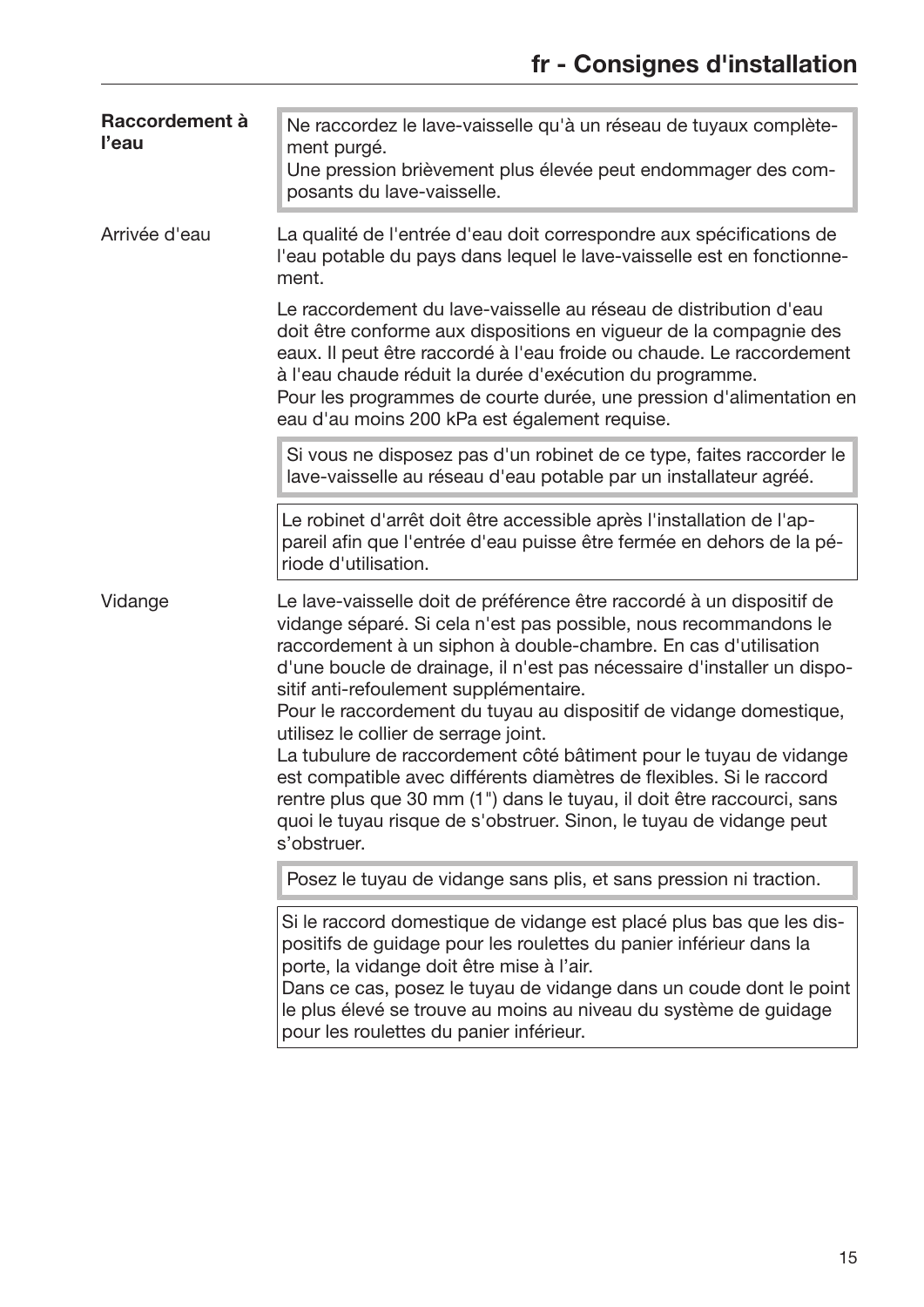## Raccordement à l'eau

> Ne raccordez le lave-vaisselle qu'à un réseau de tuyaux complètement purgé.
> Une pression brièvement plus élevée peut endommager des composants du lave-vaisselle.

### Arrivée d'eau

La qualité de l'entrée d'eau doit correspondre aux spécifications de l'eau potable du pays dans lequel le lave-vaisselle est en fonctionnement.

Le raccordement du lave-vaisselle au réseau de distribution d'eau doit être conforme aux dispositions en vigueur de la compagnie des eaux. Il peut être raccordé à l'eau froide ou chaude. Le raccordement à l'eau chaude réduit la durée d'exécution du programme.
Pour les programmes de courte durée, une pression d'alimentation en eau d'au moins 200 kPa est également requise.

> Si vous ne disposez pas d'un robinet de ce type, faites raccorder le lave-vaisselle au réseau d'eau potable par un installateur agréé.

> Le robinet d'arrêt doit être accessible après l'installation de l'appareil afin que l'entrée d'eau puisse être fermée en dehors de la période d'utilisation.

### Vidange

Le lave-vaisselle doit de préférence être raccordé à un dispositif de vidange séparé. Si cela n'est pas possible, nous recommandons le raccordement à un siphon à double-chambre. En cas d'utilisation d'une boucle de drainage, il n'est pas nécessaire d'installer un dispositif anti-refoulement supplémentaire.
Pour le raccordement du tuyau au dispositif de vidange domestique, utilisez le collier de serrage joint.
La tubulure de raccordement côté bâtiment pour le tuyau de vidange est compatible avec différents diamètres de flexibles. Si le raccord rentre plus que 30 mm (1") dans le tuyau, il doit être raccourci, sans quoi le tuyau risque de s'obstruer. Sinon, le tuyau de vidange peut s'obstruer.

> Posez le tuyau de vidange sans plis, et sans pression ni traction.

> Si le raccord domestique de vidange est placé plus bas que les dispositifs de guidage pour les roulettes du panier inférieur dans la porte, la vidange doit être mise à l'air.
> Dans ce cas, posez le tuyau de vidange dans un coude dont le point le plus élevé se trouve au moins au niveau du système de guidage pour les roulettes du panier inférieur.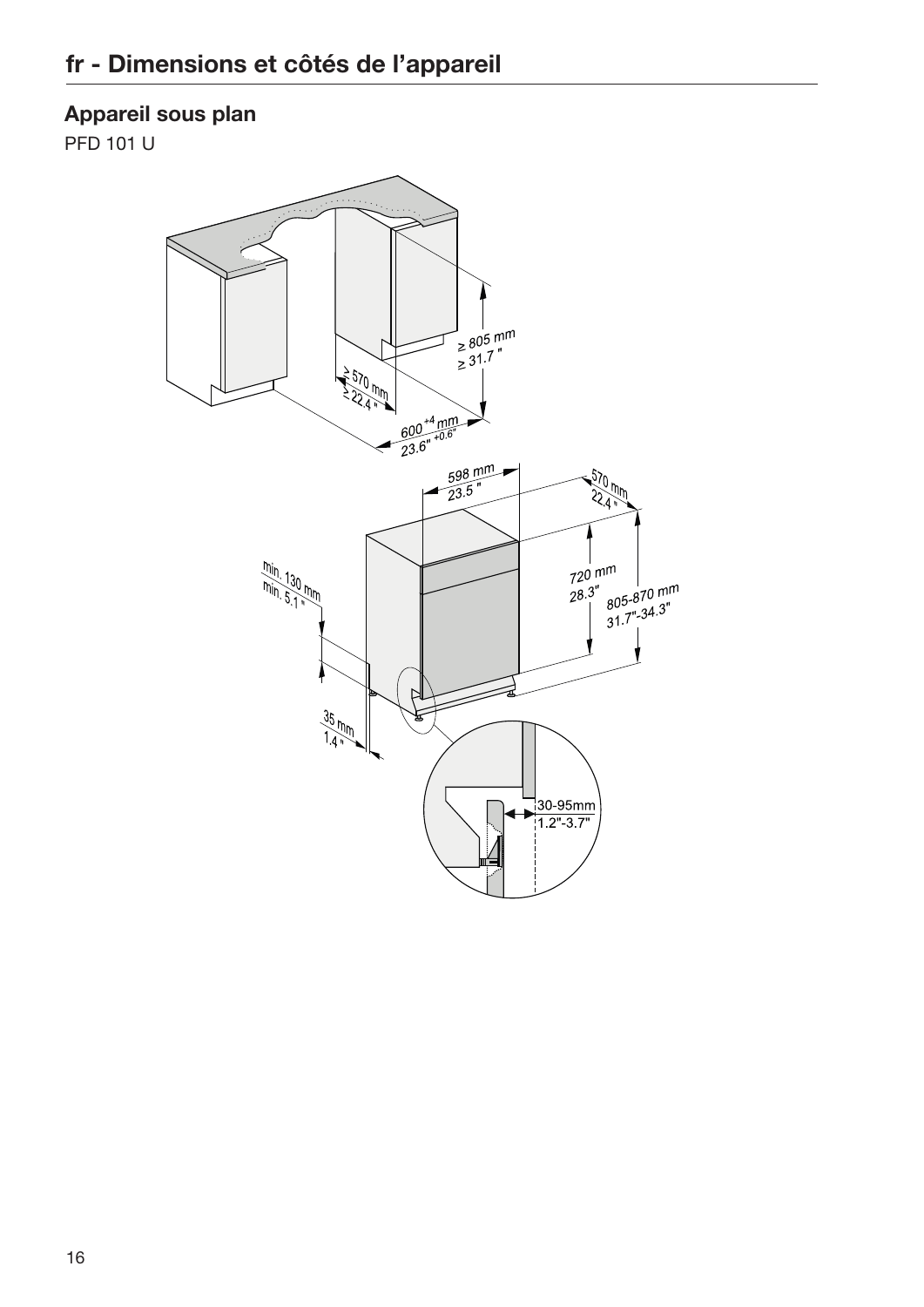## fr - Dimensions et côtés de l'appareil

### Appareil sous plan

PFD 101 U

≥ 805 mm
≥ 31.7 "

≥ 570 mm
≥ 22.4 "

600 $^{+4}$ mm
23.6" $^{+0.6"}$

598 mm
23.5 "

570 mm
22.4 "

720 mm
28.3"

805-870 mm
31.7"-34.3"

min. 130 mm
min. 5.1 "

35 mm
1.4 "

30-95mm
1.2"-3.7"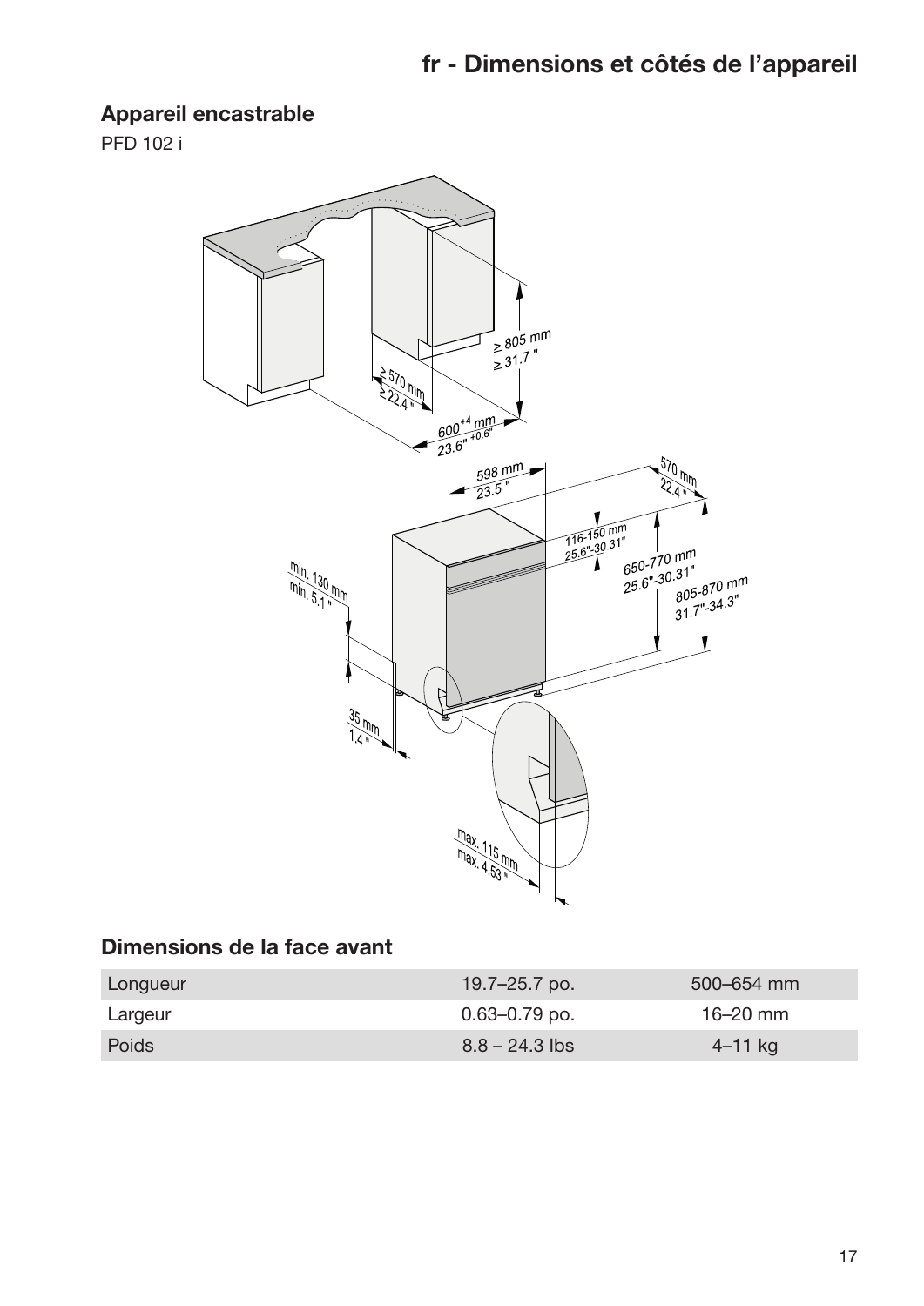## Appareil encastrable

PFD 102 i

## Dimensions de la face avant

| Longueur | 19.7–25.7 po. | 500–654 mm |
|---|---|---|
| Largeur | 0.63–0.79 po. | 16–20 mm |
| Poids | 8.8 – 24.3 lbs | 4–11 kg |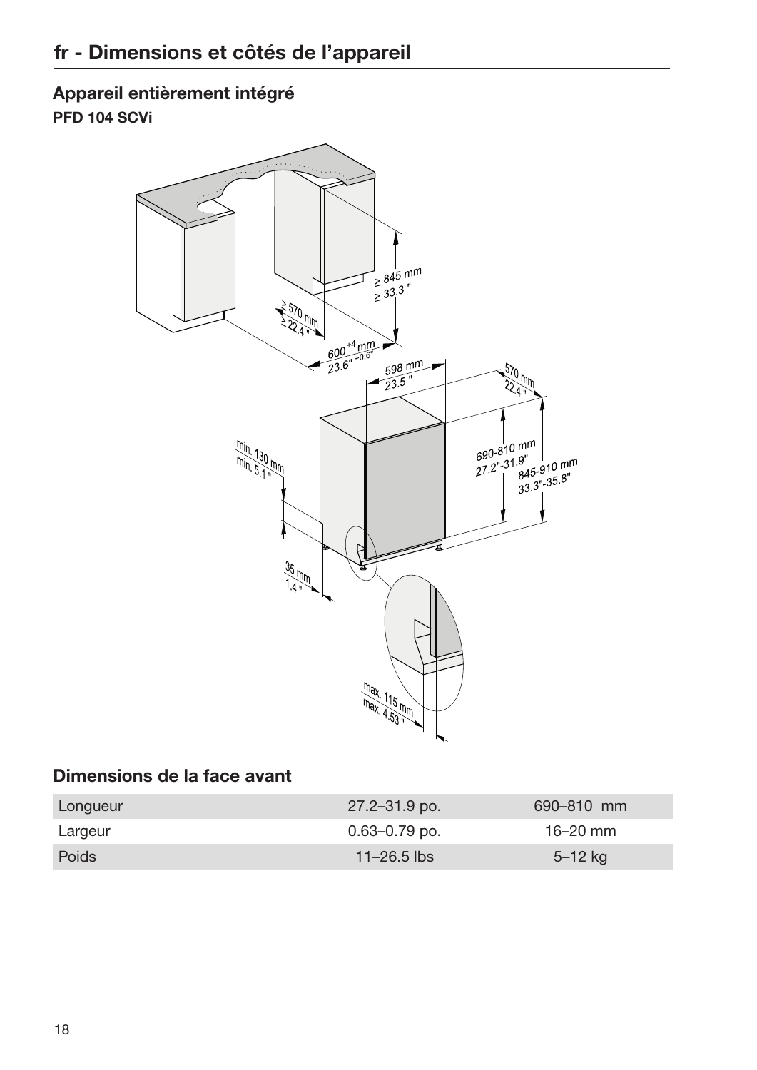# fr - Dimensions et côtés de l’appareil

## Appareil entièrement intégré

**PFD 104 SCVi**

## Dimensions de la face avant

| | | |
|---|---|---|
| Longueur | 27.2–31.9 po. | 690–810 mm |
| Largeur | 0.63–0.79 po. | 16–20 mm |
| Poids | 11–26.5 lbs | 5–12 kg |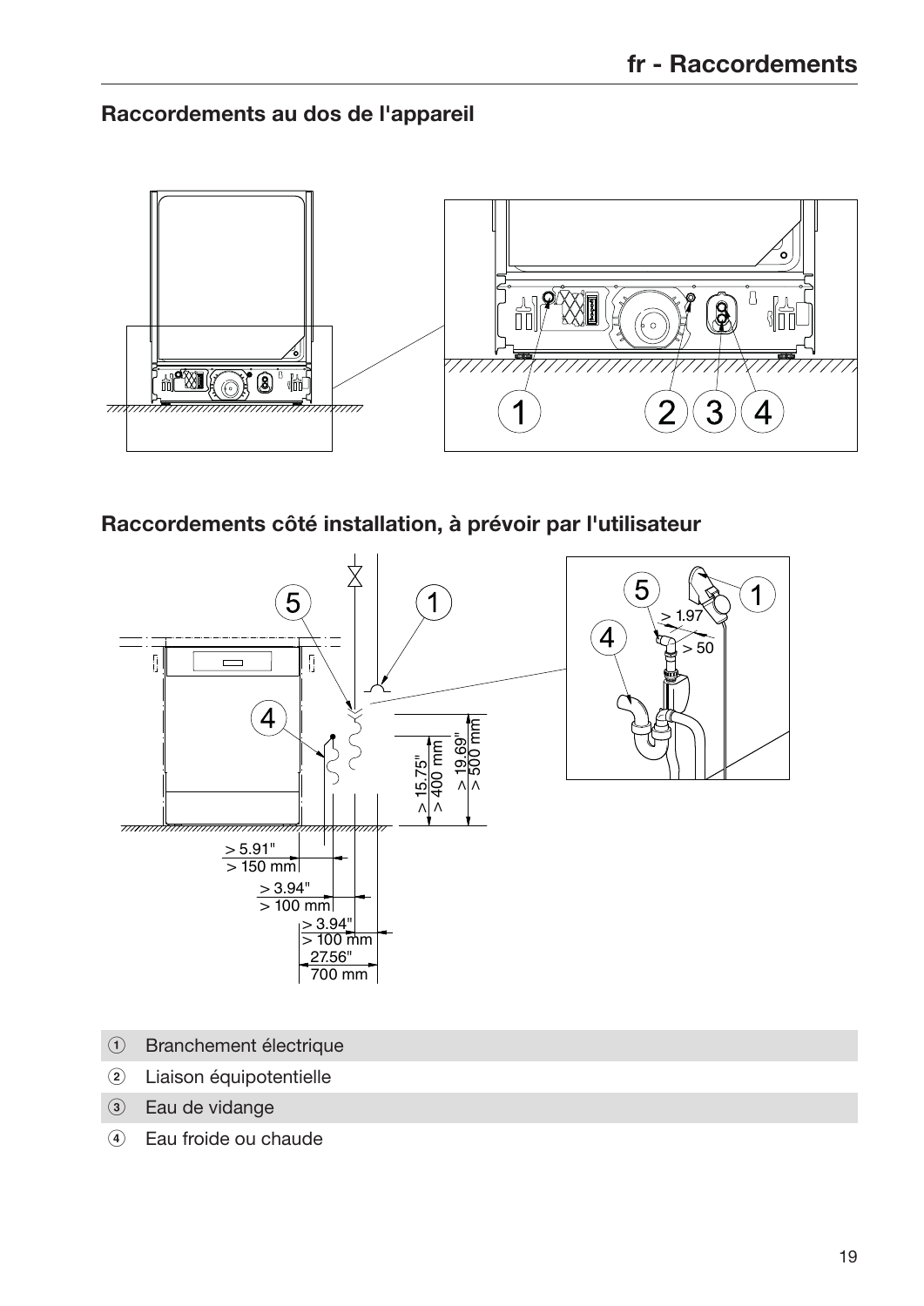## Raccordements au dos de l'appareil

## Raccordements côté installation, à prévoir par l'utilisateur

1. Branchement électrique
2. Liaison équipotentielle
3. Eau de vidange
4. Eau froide ou chaude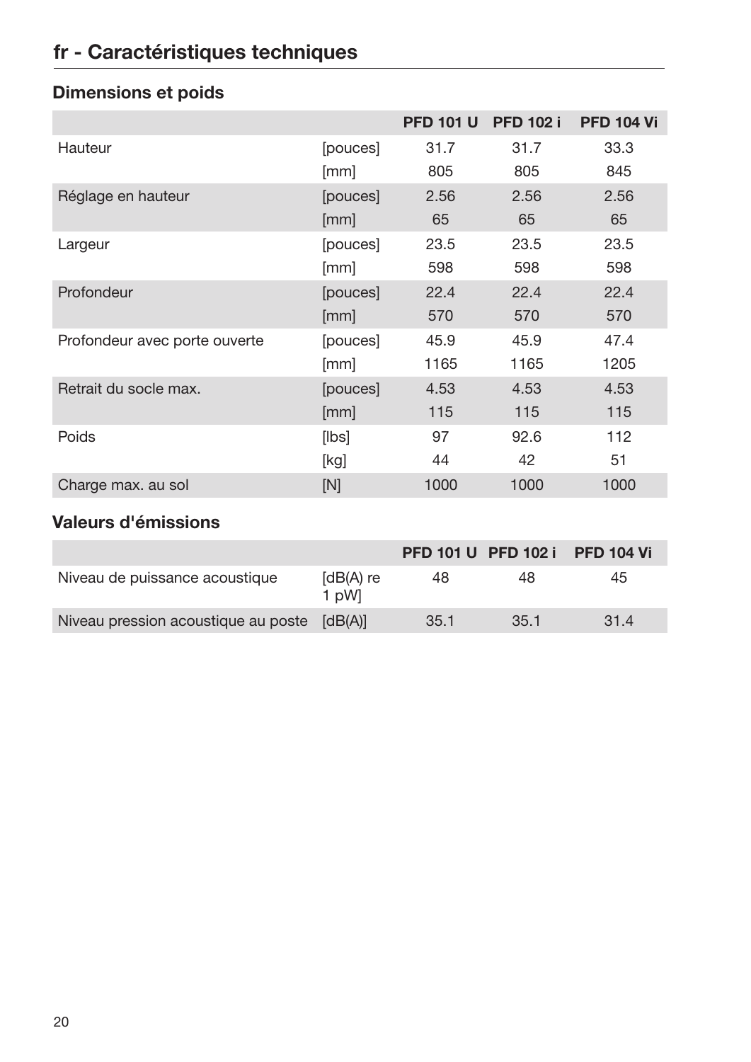## fr - Caractéristiques techniques

### Dimensions et poids

| | | PFD 101 U | PFD 102 i | PFD 104 Vi |
|---|---|---|---|---|
| Hauteur | [pouces] | 31.7 | 31.7 | 33.3 |
| | [mm] | 805 | 805 | 845 |
| Réglage en hauteur | [pouces] | 2.56 | 2.56 | 2.56 |
| | [mm] | 65 | 65 | 65 |
| Largeur | [pouces] | 23.5 | 23.5 | 23.5 |
| | [mm] | 598 | 598 | 598 |
| Profondeur | [pouces] | 22.4 | 22.4 | 22.4 |
| | [mm] | 570 | 570 | 570 |
| Profondeur avec porte ouverte | [pouces] | 45.9 | 45.9 | 47.4 |
| | [mm] | 1165 | 1165 | 1205 |
| Retrait du socle max. | [pouces] | 4.53 | 4.53 | 4.53 |
| | [mm] | 115 | 115 | 115 |
| Poids | [lbs] | 97 | 92.6 | 112 |
| | [kg] | 44 | 42 | 51 |
| Charge max. au sol | [N] | 1000 | 1000 | 1000 |

### Valeurs d'émissions

| | | PFD 101 U | PFD 102 i | PFD 104 Vi |
|---|---|---|---|---|
| Niveau de puissance acoustique | [dB(A) re 1 pW] | 48 | 48 | 45 |
| Niveau pression acoustique au poste | [dB(A)] | 35.1 | 35.1 | 31.4 |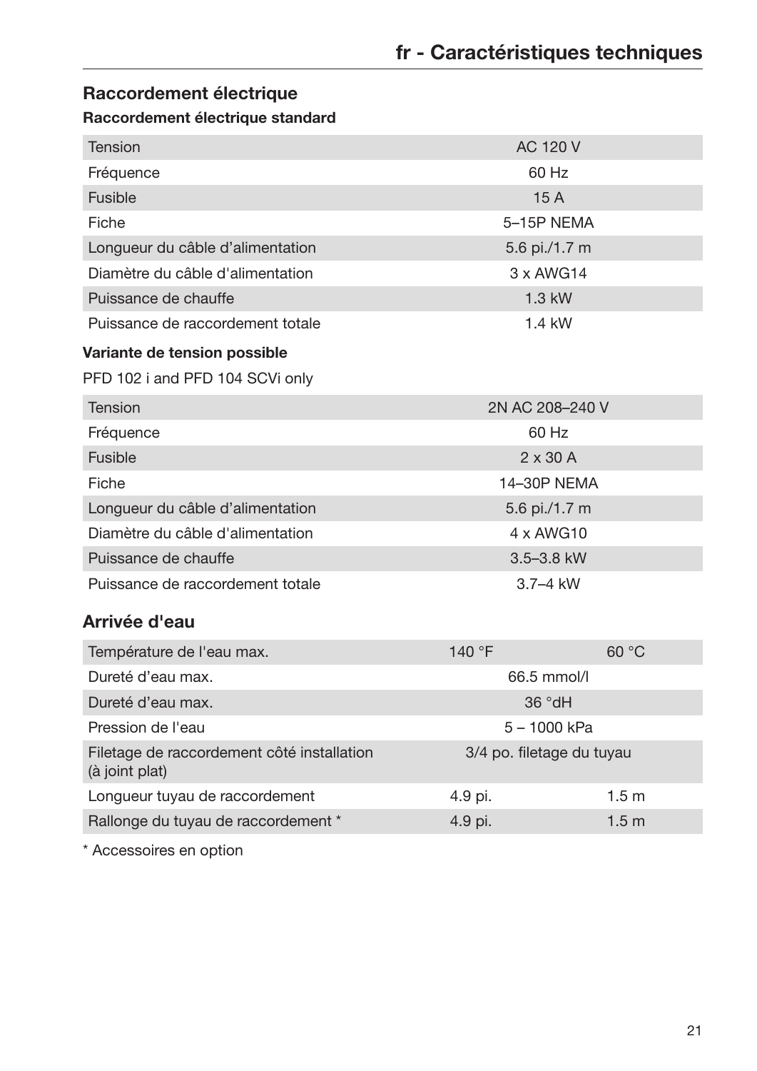# fr - Caractéristiques techniques

## Raccordement électrique

### Raccordement électrique standard

| | |
|---|---|
| Tension | AC 120 V |
| Fréquence | 60 Hz |
| Fusible | 15 A |
| Fiche | 5–15P NEMA |
| Longueur du câble d'alimentation | 5.6 pi./1.7 m |
| Diamètre du câble d'alimentation | 3 x AWG14 |
| Puissance de chauffe | 1.3 kW |
| Puissance de raccordement totale | 1.4 kW |

### Variante de tension possible

PFD 102 i and PFD 104 SCVi only

| | |
|---|---|
| Tension | 2N AC 208–240 V |
| Fréquence | 60 Hz |
| Fusible | 2 x 30 A |
| Fiche | 14–30P NEMA |
| Longueur du câble d'alimentation | 5.6 pi./1.7 m |
| Diamètre du câble d'alimentation | 4 x AWG10 |
| Puissance de chauffe | 3.5–3.8 kW |
| Puissance de raccordement totale | 3.7–4 kW |

## Arrivée d'eau

| | | |
|---|---|---|
| Température de l'eau max. | 140 °F | 60 °C |
| Dureté d'eau max. | 66.5 mmol/l | |
| Dureté d'eau max. | 36 °dH | |
| Pression de l'eau | 5 – 1000 kPa | |
| Filetage de raccordement côté installation (à joint plat) | 3/4 po. filetage du tuyau | |
| Longueur tuyau de raccordement | 4.9 pi. | 1.5 m |
| Rallonge du tuyau de raccordement * | 4.9 pi. | 1.5 m |

* Accessoires en option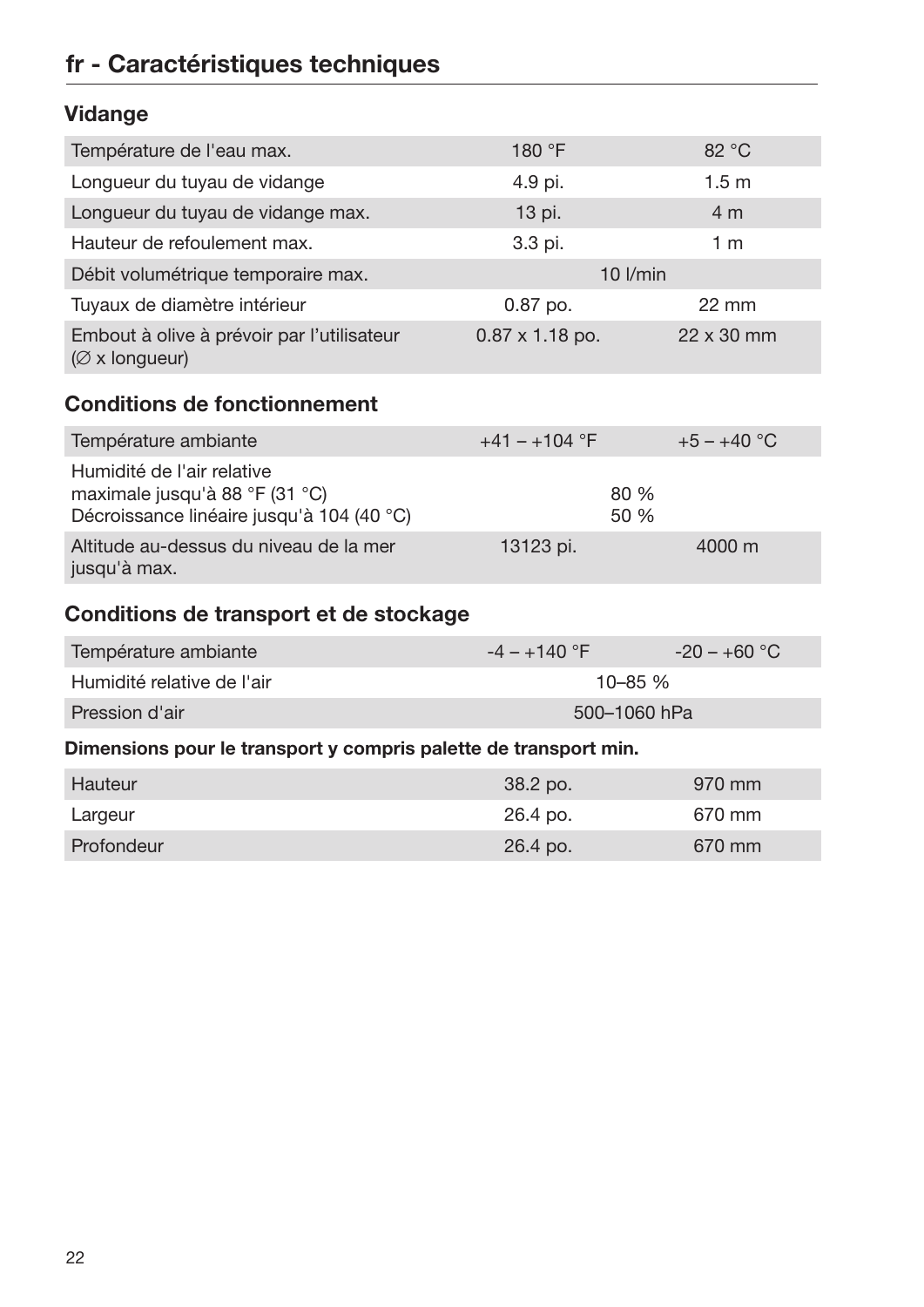# fr - Caractéristiques techniques

## Vidange

| | | |
|---|---|---|
| Température de l'eau max. | 180 °F | 82 °C |
| Longueur du tuyau de vidange | 4.9 pi. | 1.5 m |
| Longueur du tuyau de vidange max. | 13 pi. | 4 m |
| Hauteur de refoulement max. | 3.3 pi. | 1 m |
| Débit volumétrique temporaire max. | 10 l/min | |
| Tuyaux de diamètre intérieur | 0.87 po. | 22 mm |
| Embout à olive à prévoir par l'utilisateur (∅ x longueur) | 0.87 x 1.18 po. | 22 x 30 mm |

## Conditions de fonctionnement

| | | |
|---|---|---|
| Température ambiante | +41 – +104 °F | +5 – +40 °C |
| Humidité de l'air relative<br>maximale jusqu'à 88 °F (31 °C)<br>Décroissance linéaire jusqu'à 104 (40 °C) | <br>80 %<br>50 % | |
| Altitude au-dessus du niveau de la mer jusqu'à max. | 13123 pi. | 4000 m |

## Conditions de transport et de stockage

| | | |
|---|---|---|
| Température ambiante | -4 – +140 °F | -20 – +60 °C |
| Humidité relative de l'air | 10–85 % | |
| Pression d'air | 500–1060 hPa | |

**Dimensions pour le transport y compris palette de transport min.**

| | | |
|---|---|---|
| Hauteur | 38.2 po. | 970 mm |
| Largeur | 26.4 po. | 670 mm |
| Profondeur | 26.4 po. | 670 mm |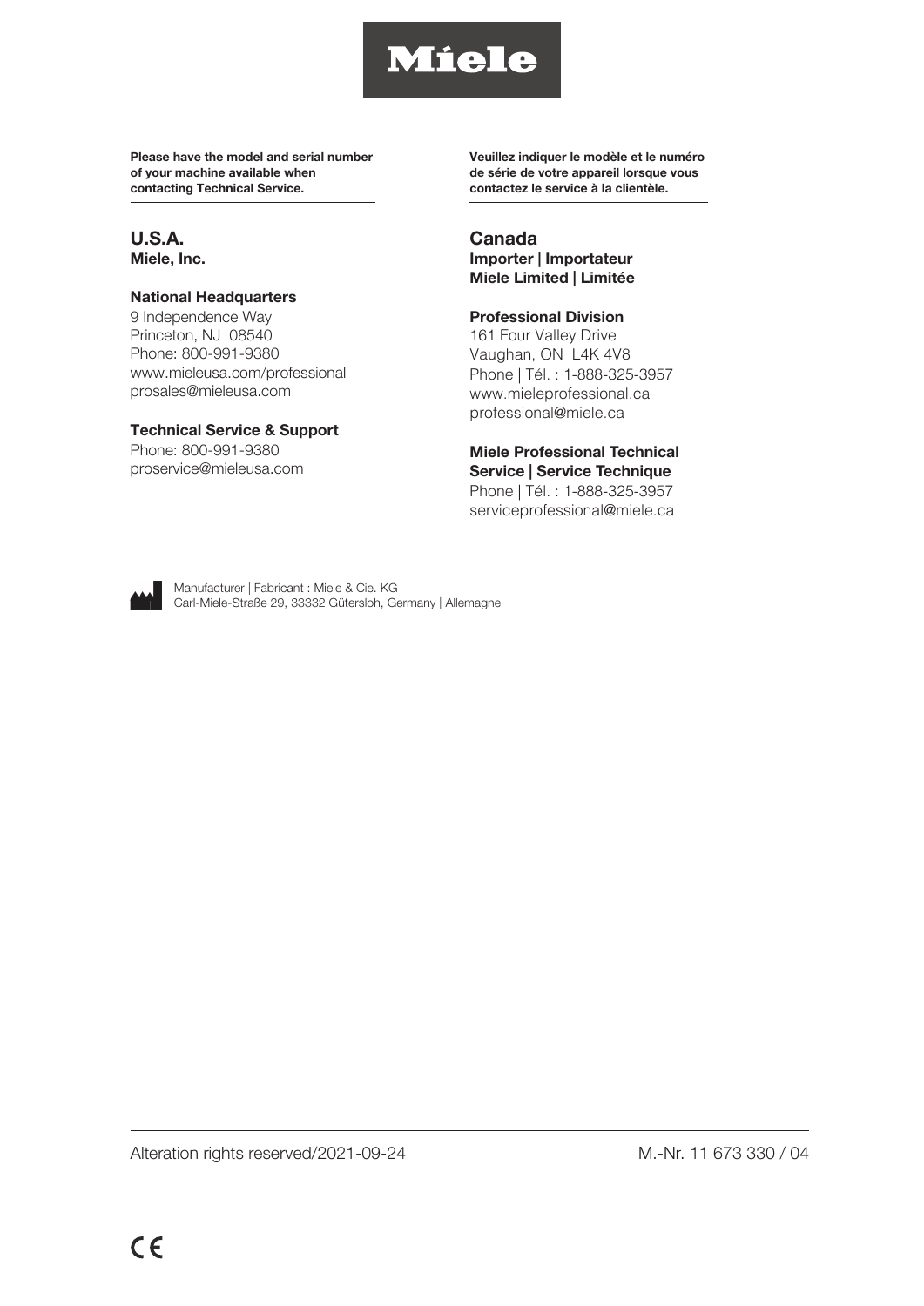Miele

**Please have the model and serial number of your machine available when contacting Technical Service.**

## U.S.A.

**Miele, Inc.**

**National Headquarters**
9 Independence Way
Princeton, NJ 08540
Phone: 800-991-9380
www.mieleusa.com/professional
prosales@mieleusa.com

**Technical Service & Support**
Phone: 800-991-9380
proservice@mieleusa.com

**Veuillez indiquer le modèle et le numéro de série de votre appareil lorsque vous contactez le service à la clientèle.**

## Canada

**Importer | Importateur**
**Miele Limited | Limitée**

**Professional Division**
161 Four Valley Drive
Vaughan, ON L4K 4V8
Phone | Tél. : 1-888-325-3957
www.mieleprofessional.ca
professional@miele.ca

**Miele Professional Technical Service | Service Technique**
Phone | Tél. : 1-888-325-3957
serviceprofessional@miele.ca

Manufacturer | Fabricant : Miele & Cie. KG
Carl-Miele-Straße 29, 33332 Gütersloh, Germany | Allemagne

Alteration rights reserved/2021-09-24

M.-Nr. 11 673 330 / 04

CE